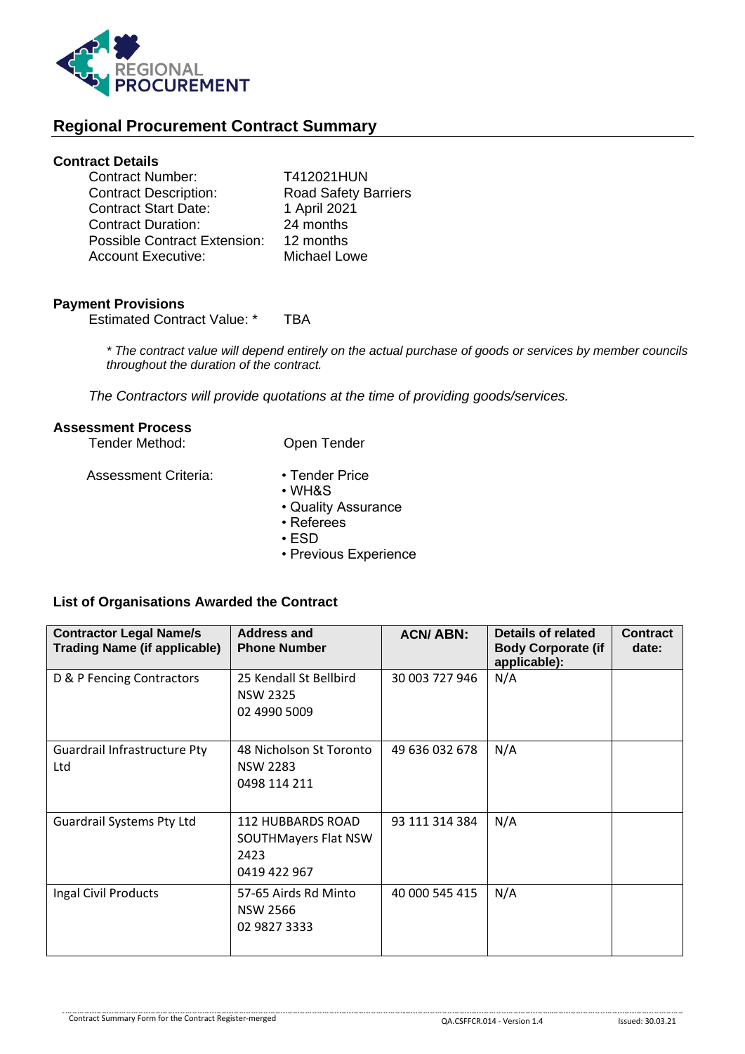REGIONAL PROCUREMENT

## Regional Procurement Contract Summary

### Contract Details

| | |
|---|---|
| Contract Number: | T412021HUN |
| Contract Description: | Road Safety Barriers |
| Contract Start Date: | 1 April 2021 |
| Contract Duration: | 24 months |
| Possible Contract Extension: | 12 months |
| Account Executive: | Michael Lowe |

### Payment Provisions

Estimated Contract Value: * TBA

*\* The contract value will depend entirely on the actual purchase of goods or services by member councils throughout the duration of the contract.*

*The Contractors will provide quotations at the time of providing goods/services.*

### Assessment Process

Tender Method: Open Tender

Assessment Criteria:

- Tender Price
- WH&S
- Quality Assurance
- Referees
- ESD
- Previous Experience

### List of Organisations Awarded the Contract

| Contractor Legal Name/s Trading Name (if applicable) | Address and Phone Number | ACN/ ABN: | Details of related Body Corporate (if applicable): | Contract date: |
|---|---|---|---|---|
| D & P Fencing Contractors | 25 Kendall St Bellbird NSW 2325<br>02 4990 5009 | 30 003 727 946 | N/A | |
| Guardrail Infrastructure Pty Ltd | 48 Nicholson St Toronto NSW 2283<br>0498 114 211 | 49 636 032 678 | N/A | |
| Guardrail Systems Pty Ltd | 112 HUBBARDS ROAD SOUTHMayers Flat NSW 2423<br>0419 422 967 | 93 111 314 384 | N/A | |
| Ingal Civil Products | 57-65 Airds Rd Minto NSW 2566<br>02 9827 3333 | 40 000 545 415 | N/A | |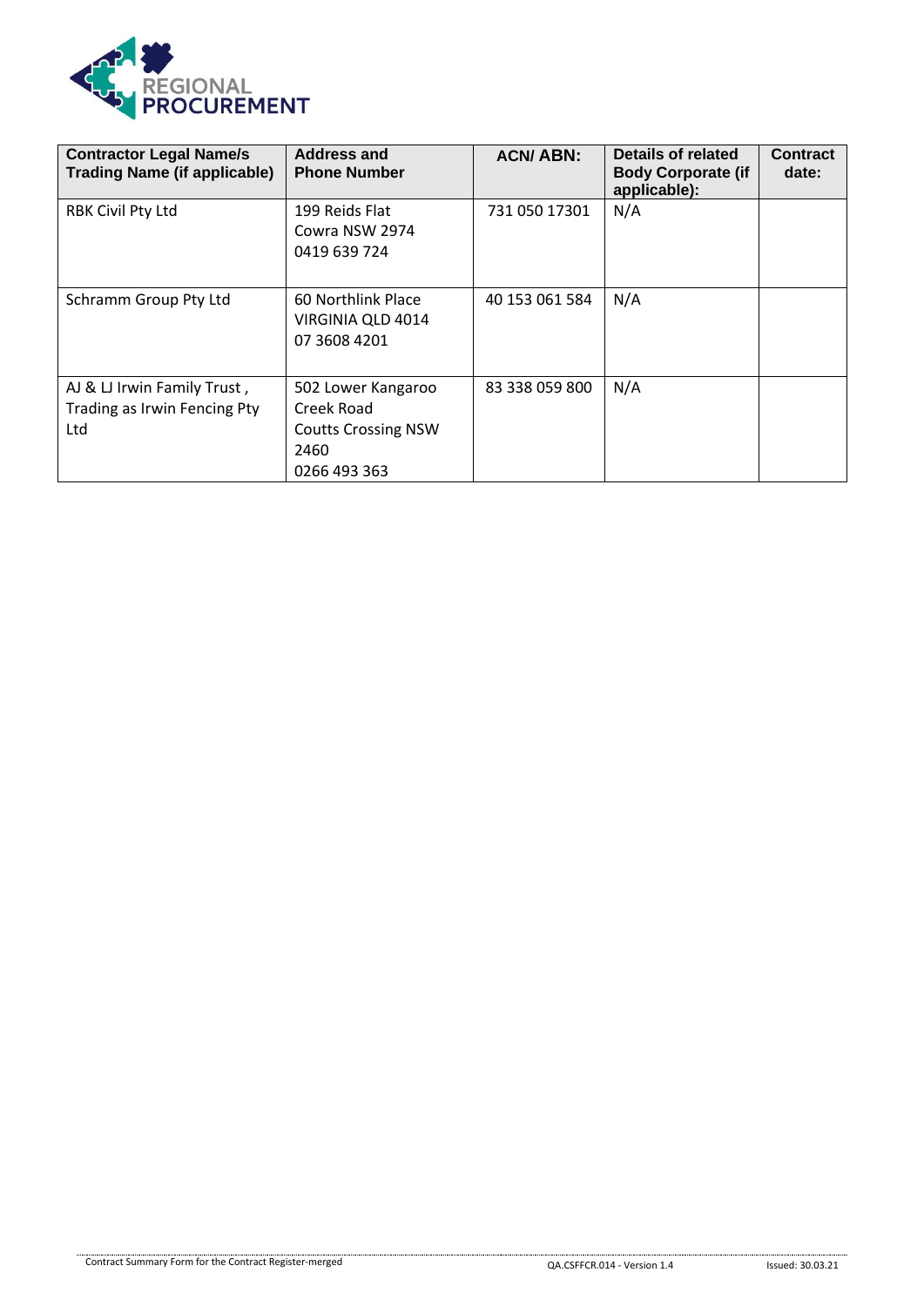| Contractor Legal Name/s Trading Name (if applicable) | Address and Phone Number | ACN/ ABN: | Details of related Body Corporate (if applicable): | Contract date: |
| --- | --- | --- | --- | --- |
| RBK Civil Pty Ltd | 199 Reids Flat Cowra NSW 2974 0419 639 724 | 731 050 17301 | N/A | |
| Schramm Group Pty Ltd | 60 Northlink Place VIRGINIA QLD 4014 07 3608 4201 | 40 153 061 584 | N/A | |
| AJ & LJ Irwin Family Trust , Trading as Irwin Fencing Pty Ltd | 502 Lower Kangaroo Creek Road Coutts Crossing NSW 2460 0266 493 363 | 83 338 059 800 | N/A | |